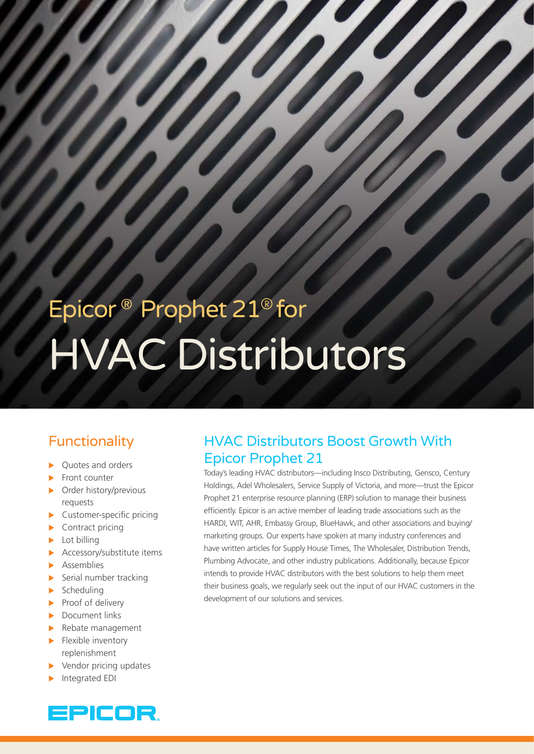# Epicor® Prophet 21® for HVAC Distributors

## Functionality

- Quotes and orders
- Front counter
- Order history/previous requests
- Customer-specific pricing
- Contract pricing
- Lot billing
- Accessory/substitute items
- Assemblies
- Serial number tracking
- Scheduling
- Proof of delivery
- Document links
- Rebate management
- Flexible inventory replenishment
- Vendor pricing updates
- Integrated EDI

## HVAC Distributors Boost Growth With Epicor Prophet 21

Today's leading HVAC distributors—including Insco Distributing, Gensco, Century Holdings, Adel Wholesalers, Service Supply of Victoria, and more—trust the Epicor Prophet 21 enterprise resource planning (ERP) solution to manage their business efficiently. Epicor is an active member of leading trade associations such as the HARDI, WIT, AHR, Embassy Group, BlueHawk, and other associations and buying/marketing groups. Our experts have spoken at many industry conferences and have written articles for Supply House Times, The Wholesaler, Distribution Trends, Plumbing Advocate, and other industry publications. Additionally, because Epicor intends to provide HVAC distributors with the best solutions to help them meet their business goals, we regularly seek out the input of our HVAC customers in the development of our solutions and services.

EPICOR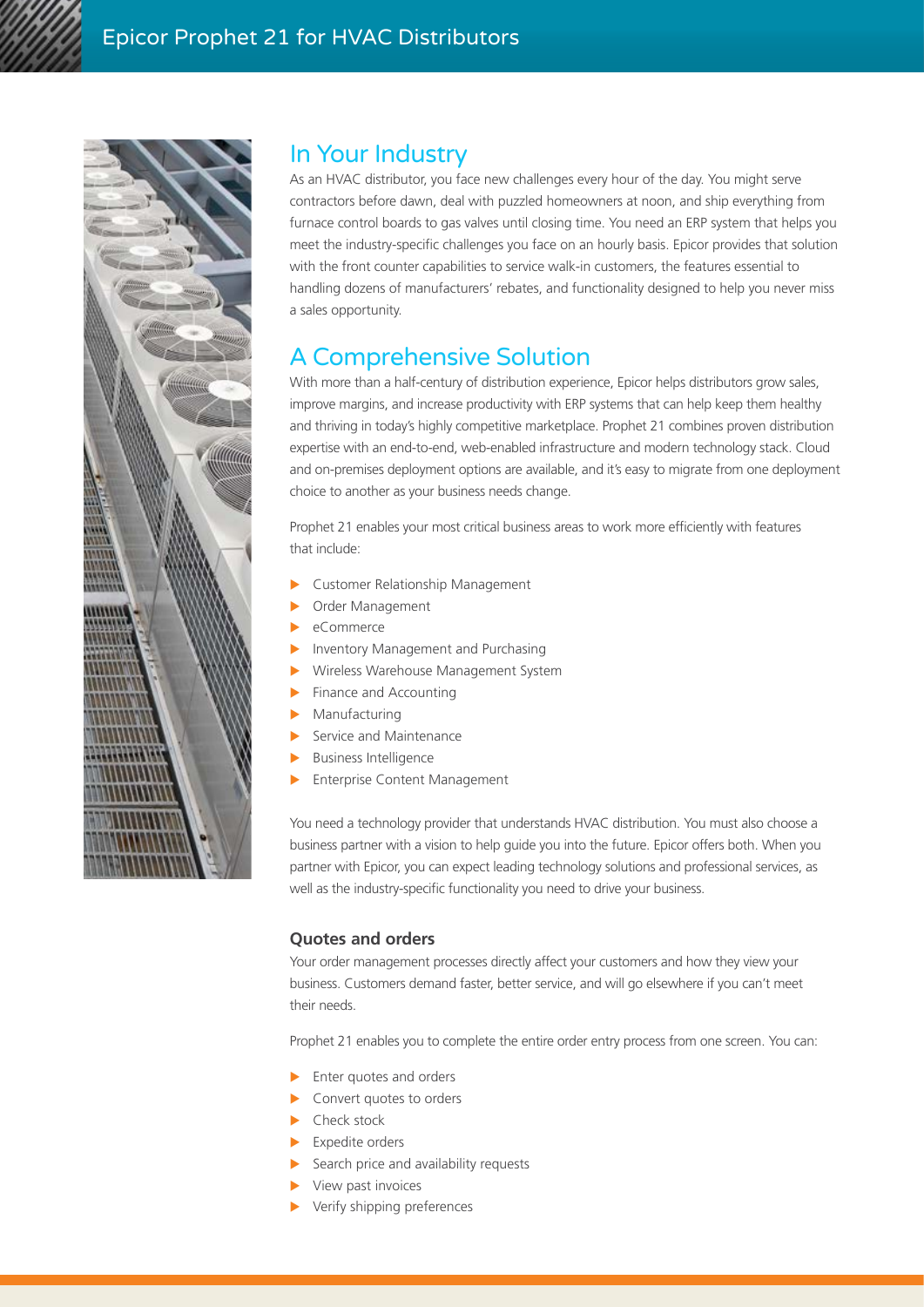## In Your Industry

As an HVAC distributor, you face new challenges every hour of the day. You might serve contractors before dawn, deal with puzzled homeowners at noon, and ship everything from furnace control boards to gas valves until closing time. You need an ERP system that helps you meet the industry-specific challenges you face on an hourly basis. Epicor provides that solution with the front counter capabilities to service walk-in customers, the features essential to handling dozens of manufacturers' rebates, and functionality designed to help you never miss a sales opportunity.

## A Comprehensive Solution

With more than a half-century of distribution experience, Epicor helps distributors grow sales, improve margins, and increase productivity with ERP systems that can help keep them healthy and thriving in today's highly competitive marketplace. Prophet 21 combines proven distribution expertise with an end-to-end, web-enabled infrastructure and modern technology stack. Cloud and on-premises deployment options are available, and it's easy to migrate from one deployment choice to another as your business needs change.

Prophet 21 enables your most critical business areas to work more efficiently with features that include:

- Customer Relationship Management
- Order Management
- eCommerce
- Inventory Management and Purchasing
- Wireless Warehouse Management System
- Finance and Accounting
- Manufacturing
- Service and Maintenance
- Business Intelligence
- Enterprise Content Management

You need a technology provider that understands HVAC distribution. You must also choose a business partner with a vision to help guide you into the future. Epicor offers both. When you partner with Epicor, you can expect leading technology solutions and professional services, as well as the industry-specific functionality you need to drive your business.

### Quotes and orders

Your order management processes directly affect your customers and how they view your business. Customers demand faster, better service, and will go elsewhere if you can't meet their needs.

Prophet 21 enables you to complete the entire order entry process from one screen. You can:

- Enter quotes and orders
- Convert quotes to orders
- Check stock
- Expedite orders
- Search price and availability requests
- View past invoices
- Verify shipping preferences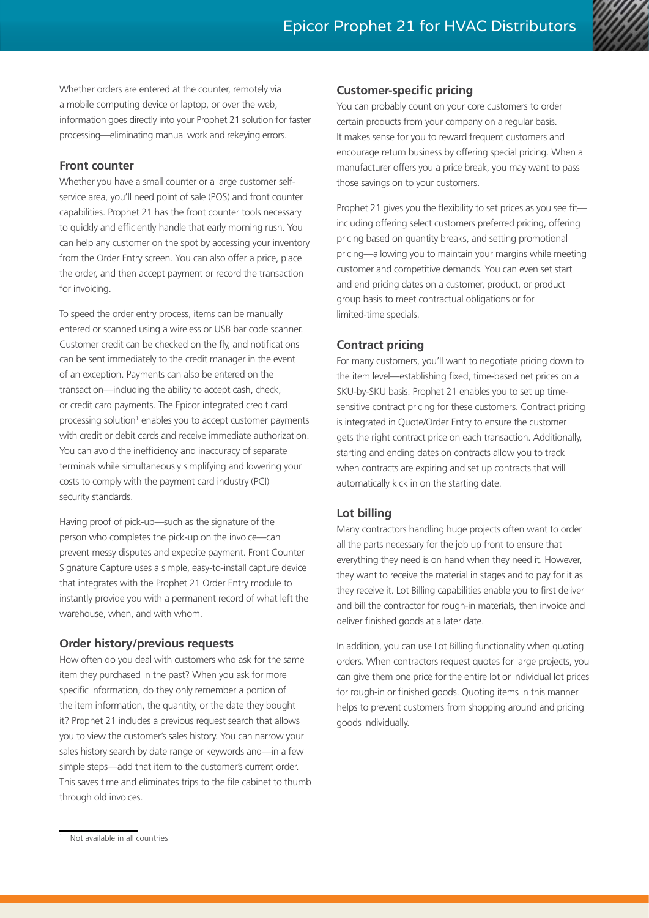Whether orders are entered at the counter, remotely via a mobile computing device or laptop, or over the web, information goes directly into your Prophet 21 solution for faster processing—eliminating manual work and rekeying errors.

### Front counter

Whether you have a small counter or a large customer self-service area, you'll need point of sale (POS) and front counter capabilities. Prophet 21 has the front counter tools necessary to quickly and efficiently handle that early morning rush. You can help any customer on the spot by accessing your inventory from the Order Entry screen. You can also offer a price, place the order, and then accept payment or record the transaction for invoicing.

To speed the order entry process, items can be manually entered or scanned using a wireless or USB bar code scanner. Customer credit can be checked on the fly, and notifications can be sent immediately to the credit manager in the event of an exception. Payments can also be entered on the transaction—including the ability to accept cash, check, or credit card payments. The Epicor integrated credit card processing solution[1] enables you to accept customer payments with credit or debit cards and receive immediate authorization. You can avoid the inefficiency and inaccuracy of separate terminals while simultaneously simplifying and lowering your costs to comply with the payment card industry (PCI) security standards.

Having proof of pick-up—such as the signature of the person who completes the pick-up on the invoice—can prevent messy disputes and expedite payment. Front Counter Signature Capture uses a simple, easy-to-install capture device that integrates with the Prophet 21 Order Entry module to instantly provide you with a permanent record of what left the warehouse, when, and with whom.

### Order history/previous requests

How often do you deal with customers who ask for the same item they purchased in the past? When you ask for more specific information, do they only remember a portion of the item information, the quantity, or the date they bought it? Prophet 21 includes a previous request search that allows you to view the customer's sales history. You can narrow your sales history search by date range or keywords and—in a few simple steps—add that item to the customer's current order. This saves time and eliminates trips to the file cabinet to thumb through old invoices.

### Customer-specific pricing

You can probably count on your core customers to order certain products from your company on a regular basis. It makes sense for you to reward frequent customers and encourage return business by offering special pricing. When a manufacturer offers you a price break, you may want to pass those savings on to your customers.

Prophet 21 gives you the flexibility to set prices as you see fit—including offering select customers preferred pricing, offering pricing based on quantity breaks, and setting promotional pricing—allowing you to maintain your margins while meeting customer and competitive demands. You can even set start and end pricing dates on a customer, product, or product group basis to meet contractual obligations or for limited-time specials.

### Contract pricing

For many customers, you'll want to negotiate pricing down to the item level—establishing fixed, time-based net prices on a SKU-by-SKU basis. Prophet 21 enables you to set up time-sensitive contract pricing for these customers. Contract pricing is integrated in Quote/Order Entry to ensure the customer gets the right contract price on each transaction. Additionally, starting and ending dates on contracts allow you to track when contracts are expiring and set up contracts that will automatically kick in on the starting date.

### Lot billing

Many contractors handling huge projects often want to order all the parts necessary for the job up front to ensure that everything they need is on hand when they need it. However, they want to receive the material in stages and to pay for it as they receive it. Lot Billing capabilities enable you to first deliver and bill the contractor for rough-in materials, then invoice and deliver finished goods at a later date.

In addition, you can use Lot Billing functionality when quoting orders. When contractors request quotes for large projects, you can give them one price for the entire lot or individual lot prices for rough-in or finished goods. Quoting items in this manner helps to prevent customers from shopping around and pricing goods individually.

---

[1] Not available in all countries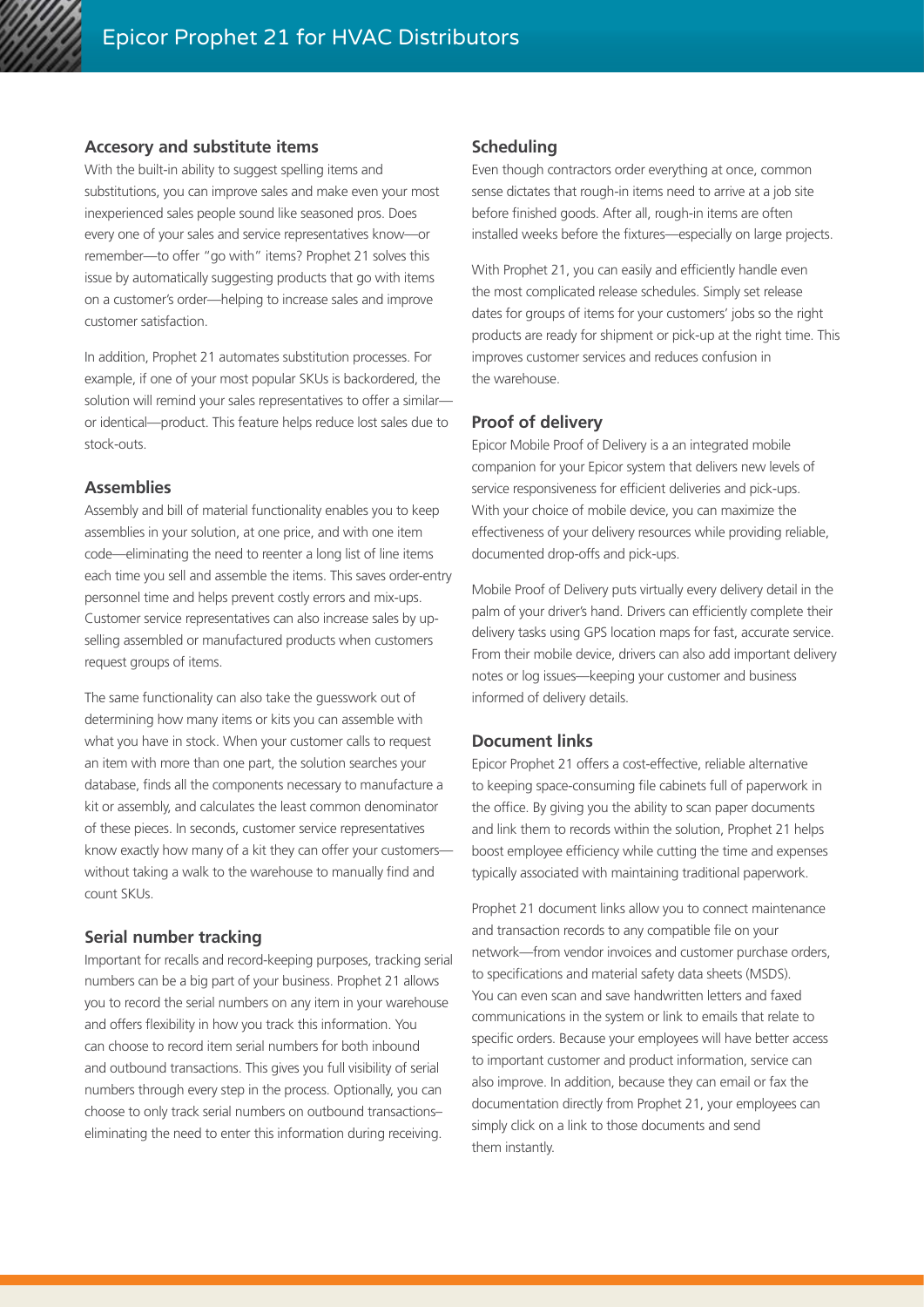### Accesory and substitute items

With the built-in ability to suggest spelling items and substitutions, you can improve sales and make even your most inexperienced sales people sound like seasoned pros. Does every one of your sales and service representatives know—or remember—to offer "go with" items? Prophet 21 solves this issue by automatically suggesting products that go with items on a customer's order—helping to increase sales and improve customer satisfaction.

In addition, Prophet 21 automates substitution processes. For example, if one of your most popular SKUs is backordered, the solution will remind your sales representatives to offer a similar—or identical—product. This feature helps reduce lost sales due to stock-outs.

### Assemblies

Assembly and bill of material functionality enables you to keep assemblies in your solution, at one price, and with one item code—eliminating the need to reenter a long list of line items each time you sell and assemble the items. This saves order-entry personnel time and helps prevent costly errors and mix-ups. Customer service representatives can also increase sales by up-selling assembled or manufactured products when customers request groups of items.

The same functionality can also take the guesswork out of determining how many items or kits you can assemble with what you have in stock. When your customer calls to request an item with more than one part, the solution searches your database, finds all the components necessary to manufacture a kit or assembly, and calculates the least common denominator of these pieces. In seconds, customer service representatives know exactly how many of a kit they can offer your customers—without taking a walk to the warehouse to manually find and count SKUs.

### Serial number tracking

Important for recalls and record-keeping purposes, tracking serial numbers can be a big part of your business. Prophet 21 allows you to record the serial numbers on any item in your warehouse and offers flexibility in how you track this information. You can choose to record item serial numbers for both inbound and outbound transactions. This gives you full visibility of serial numbers through every step in the process. Optionally, you can choose to only track serial numbers on outbound transactions–eliminating the need to enter this information during receiving.

### Scheduling

Even though contractors order everything at once, common sense dictates that rough-in items need to arrive at a job site before finished goods. After all, rough-in items are often installed weeks before the fixtures—especially on large projects.

With Prophet 21, you can easily and efficiently handle even the most complicated release schedules. Simply set release dates for groups of items for your customers' jobs so the right products are ready for shipment or pick-up at the right time. This improves customer services and reduces confusion in the warehouse.

### Proof of delivery

Epicor Mobile Proof of Delivery is a an integrated mobile companion for your Epicor system that delivers new levels of service responsiveness for efficient deliveries and pick-ups. With your choice of mobile device, you can maximize the effectiveness of your delivery resources while providing reliable, documented drop-offs and pick-ups.

Mobile Proof of Delivery puts virtually every delivery detail in the palm of your driver's hand. Drivers can efficiently complete their delivery tasks using GPS location maps for fast, accurate service. From their mobile device, drivers can also add important delivery notes or log issues—keeping your customer and business informed of delivery details.

### Document links

Epicor Prophet 21 offers a cost-effective, reliable alternative to keeping space-consuming file cabinets full of paperwork in the office. By giving you the ability to scan paper documents and link them to records within the solution, Prophet 21 helps boost employee efficiency while cutting the time and expenses typically associated with maintaining traditional paperwork.

Prophet 21 document links allow you to connect maintenance and transaction records to any compatible file on your network—from vendor invoices and customer purchase orders, to specifications and material safety data sheets (MSDS). You can even scan and save handwritten letters and faxed communications in the system or link to emails that relate to specific orders. Because your employees will have better access to important customer and product information, service can also improve. In addition, because they can email or fax the documentation directly from Prophet 21, your employees can simply click on a link to those documents and send them instantly.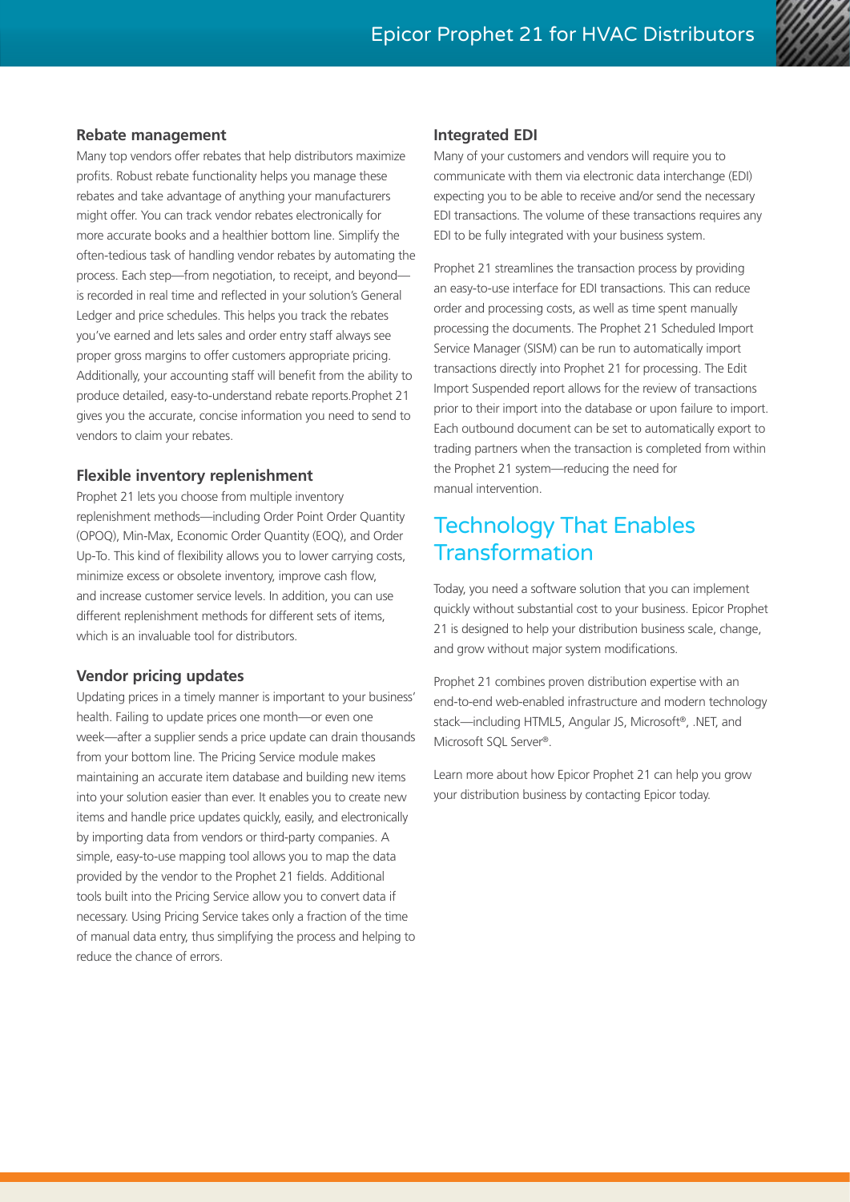### Rebate management

Many top vendors offer rebates that help distributors maximize profits. Robust rebate functionality helps you manage these rebates and take advantage of anything your manufacturers might offer. You can track vendor rebates electronically for more accurate books and a healthier bottom line. Simplify the often-tedious task of handling vendor rebates by automating the process. Each step—from negotiation, to receipt, and beyond—is recorded in real time and reflected in your solution's General Ledger and price schedules. This helps you track the rebates you've earned and lets sales and order entry staff always see proper gross margins to offer customers appropriate pricing. Additionally, your accounting staff will benefit from the ability to produce detailed, easy-to-understand rebate reports.Prophet 21 gives you the accurate, concise information you need to send to vendors to claim your rebates.

### Flexible inventory replenishment

Prophet 21 lets you choose from multiple inventory replenishment methods—including Order Point Order Quantity (OPOQ), Min-Max, Economic Order Quantity (EOQ), and Order Up-To. This kind of flexibility allows you to lower carrying costs, minimize excess or obsolete inventory, improve cash flow, and increase customer service levels. In addition, you can use different replenishment methods for different sets of items, which is an invaluable tool for distributors.

### Vendor pricing updates

Updating prices in a timely manner is important to your business' health. Failing to update prices one month—or even one week—after a supplier sends a price update can drain thousands from your bottom line. The Pricing Service module makes maintaining an accurate item database and building new items into your solution easier than ever. It enables you to create new items and handle price updates quickly, easily, and electronically by importing data from vendors or third-party companies. A simple, easy-to-use mapping tool allows you to map the data provided by the vendor to the Prophet 21 fields. Additional tools built into the Pricing Service allow you to convert data if necessary. Using Pricing Service takes only a fraction of the time of manual data entry, thus simplifying the process and helping to reduce the chance of errors.

### Integrated EDI

Many of your customers and vendors will require you to communicate with them via electronic data interchange (EDI) expecting you to be able to receive and/or send the necessary EDI transactions. The volume of these transactions requires any EDI to be fully integrated with your business system.

Prophet 21 streamlines the transaction process by providing an easy-to-use interface for EDI transactions. This can reduce order and processing costs, as well as time spent manually processing the documents. The Prophet 21 Scheduled Import Service Manager (SISM) can be run to automatically import transactions directly into Prophet 21 for processing. The Edit Import Suspended report allows for the review of transactions prior to their import into the database or upon failure to import. Each outbound document can be set to automatically export to trading partners when the transaction is completed from within the Prophet 21 system—reducing the need for manual intervention.

## Technology That Enables Transformation

Today, you need a software solution that you can implement quickly without substantial cost to your business. Epicor Prophet 21 is designed to help your distribution business scale, change, and grow without major system modifications.

Prophet 21 combines proven distribution expertise with an end-to-end web-enabled infrastructure and modern technology stack—including HTML5, Angular JS, Microsoft®, .NET, and Microsoft SQL Server®.

Learn more about how Epicor Prophet 21 can help you grow your distribution business by contacting Epicor today.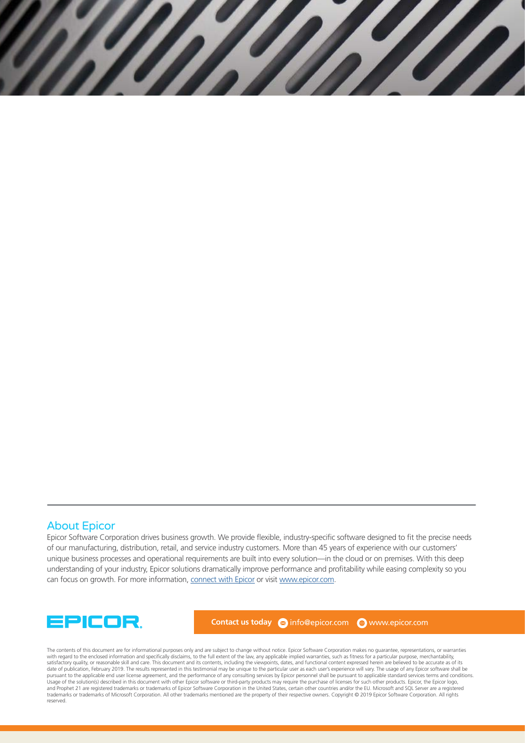## About Epicor

Epicor Software Corporation drives business growth. We provide flexible, industry-specific software designed to fit the precise needs of our manufacturing, distribution, retail, and service industry customers. More than 45 years of experience with our customers' unique business processes and operational requirements are built into every solution—in the cloud or on premises. With this deep understanding of your industry, Epicor solutions dramatically improve performance and profitability while easing complexity so you can focus on growth. For more information, connect with Epicor or visit www.epicor.com.

EPICOR.

**Contact us today** info@epicor.com www.epicor.com

The contents of this document are for informational purposes only and are subject to change without notice. Epicor Software Corporation makes no guarantee, representations, or warranties with regard to the enclosed information and specifically disclaims, to the full extent of the law, any applicable implied warranties, such as fitness for a particular purpose, merchantability, satisfactory quality, or reasonable skill and care. This document and its contents, including the viewpoints, dates, and functional content expressed herein are believed to be accurate as of its date of publication, February 2019. The results represented in this testimonial may be unique to the particular user as each user's experience will vary. The usage of any Epicor software shall be pursuant to the applicable end user license agreement, and the performance of any consulting services by Epicor personnel shall be pursuant to applicable standard services terms and conditions. Usage of the solution(s) described in this document with other Epicor software or third-party products may require the purchase of licenses for such other products. Epicor, the Epicor logo, and Prophet 21 are registered trademarks or trademarks of Epicor Software Corporation in the United States, certain other countries and/or the EU. Microsoft and SQL Server are a registered trademarks or trademarks of Microsoft Corporation. All other trademarks mentioned are the property of their respective owners. Copyright © 2019 Epicor Software Corporation. All rights reserved.